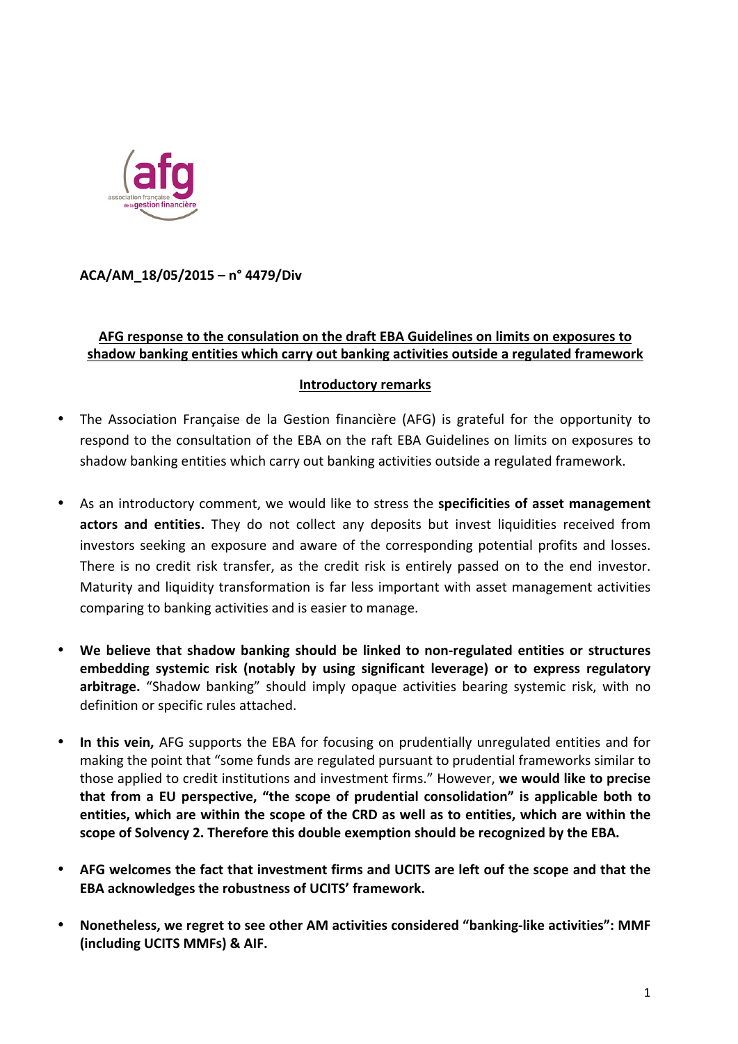**ACA/AM_18/05/2015 – n° 4479/Div**

**AFG response to the consulation on the draft EBA Guidelines on limits on exposures to shadow banking entities which carry out banking activities outside a regulated framework**

**Introductory remarks**

- The Association Française de la Gestion financière (AFG) is grateful for the opportunity to respond to the consultation of the EBA on the raft EBA Guidelines on limits on exposures to shadow banking entities which carry out banking activities outside a regulated framework.

- As an introductory comment, we would like to stress the **specificities of asset management actors and entities.** They do not collect any deposits but invest liquidities received from investors seeking an exposure and aware of the corresponding potential profits and losses. There is no credit risk transfer, as the credit risk is entirely passed on to the end investor. Maturity and liquidity transformation is far less important with asset management activities comparing to banking activities and is easier to manage.

- **We believe that shadow banking should be linked to non-regulated entities or structures embedding systemic risk (notably by using significant leverage) or to express regulatory arbitrage.** "Shadow banking" should imply opaque activities bearing systemic risk, with no definition or specific rules attached.

- **In this vein,** AFG supports the EBA for focusing on prudentially unregulated entities and for making the point that "some funds are regulated pursuant to prudential frameworks similar to those applied to credit institutions and investment firms." However, **we would like to precise that from a EU perspective, "the scope of prudential consolidation" is applicable both to entities, which are within the scope of the CRD as well as to entities, which are within the scope of Solvency 2. Therefore this double exemption should be recognized by the EBA.**

- **AFG welcomes the fact that investment firms and UCITS are left ouf the scope and that the EBA acknowledges the robustness of UCITS' framework.**

- **Nonetheless, we regret to see other AM activities considered "banking-like activities": MMF (including UCITS MMFs) & AIF.**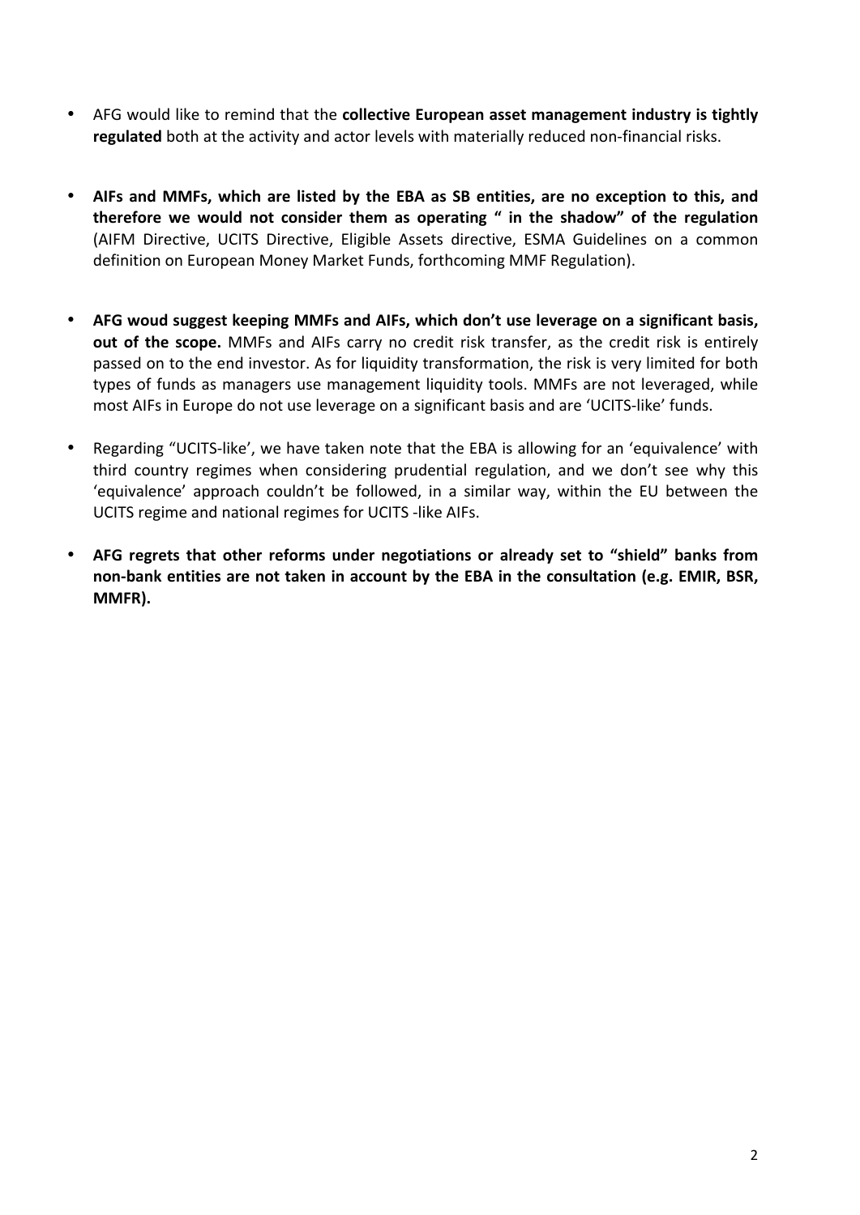- AFG would like to remind that the **collective European asset management industry is tightly regulated** both at the activity and actor levels with materially reduced non-financial risks.

- **AIFs and MMFs, which are listed by the EBA as SB entities, are no exception to this, and therefore we would not consider them as operating " in the shadow" of the regulation** (AIFM Directive, UCITS Directive, Eligible Assets directive, ESMA Guidelines on a common definition on European Money Market Funds, forthcoming MMF Regulation).

- **AFG woud suggest keeping MMFs and AIFs, which don't use leverage on a significant basis, out of the scope.** MMFs and AIFs carry no credit risk transfer, as the credit risk is entirely passed on to the end investor. As for liquidity transformation, the risk is very limited for both types of funds as managers use management liquidity tools. MMFs are not leveraged, while most AIFs in Europe do not use leverage on a significant basis and are 'UCITS-like' funds.

- Regarding "UCITS-like', we have taken note that the EBA is allowing for an 'equivalence' with third country regimes when considering prudential regulation, and we don't see why this 'equivalence' approach couldn't be followed, in a similar way, within the EU between the UCITS regime and national regimes for UCITS -like AIFs.

- **AFG regrets that other reforms under negotiations or already set to "shield" banks from non-bank entities are not taken in account by the EBA in the consultation (e.g. EMIR, BSR, MMFR).**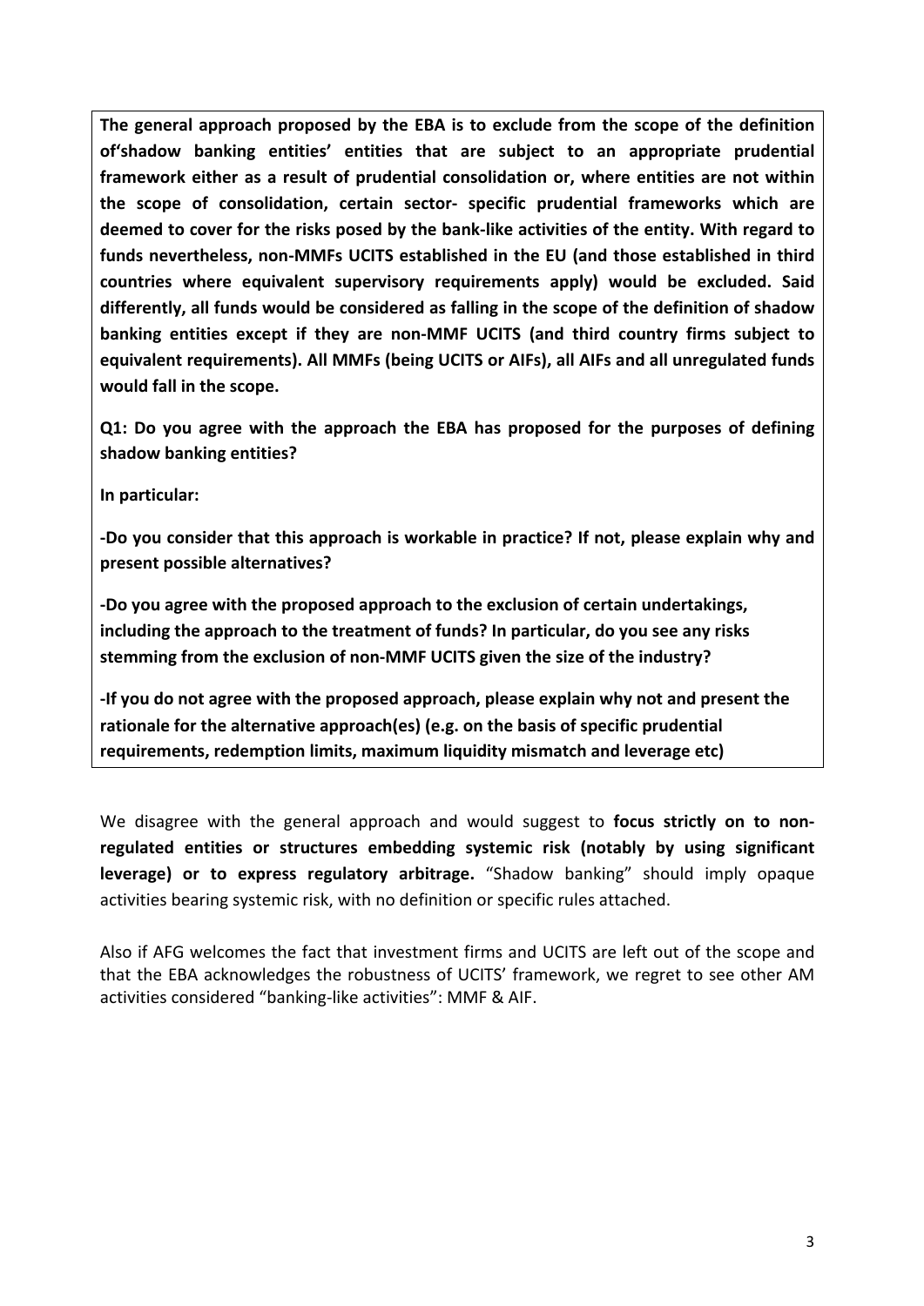**The general approach proposed by the EBA is to exclude from the scope of the definition of'shadow banking entities' entities that are subject to an appropriate prudential framework either as a result of prudential consolidation or, where entities are not within the scope of consolidation, certain sector- specific prudential frameworks which are deemed to cover for the risks posed by the bank-like activities of the entity. With regard to funds nevertheless, non-MMFs UCITS established in the EU (and those established in third countries where equivalent supervisory requirements apply) would be excluded. Said differently, all funds would be considered as falling in the scope of the definition of shadow banking entities except if they are non-MMF UCITS (and third country firms subject to equivalent requirements). All MMFs (being UCITS or AIFs), all AIFs and all unregulated funds would fall in the scope.**

**Q1: Do you agree with the approach the EBA has proposed for the purposes of defining shadow banking entities?**

**In particular:**

**-Do you consider that this approach is workable in practice? If not, please explain why and present possible alternatives?**

**-Do you agree with the proposed approach to the exclusion of certain undertakings, including the approach to the treatment of funds? In particular, do you see any risks stemming from the exclusion of non-MMF UCITS given the size of the industry?**

**-If you do not agree with the proposed approach, please explain why not and present the rationale for the alternative approach(es) (e.g. on the basis of specific prudential requirements, redemption limits, maximum liquidity mismatch and leverage etc)**

We disagree with the general approach and would suggest to **focus strictly on to non-regulated entities or structures embedding systemic risk (notably by using significant leverage) or to express regulatory arbitrage.** "Shadow banking" should imply opaque activities bearing systemic risk, with no definition or specific rules attached.

Also if AFG welcomes the fact that investment firms and UCITS are left out of the scope and that the EBA acknowledges the robustness of UCITS' framework, we regret to see other AM activities considered "banking-like activities": MMF & AIF.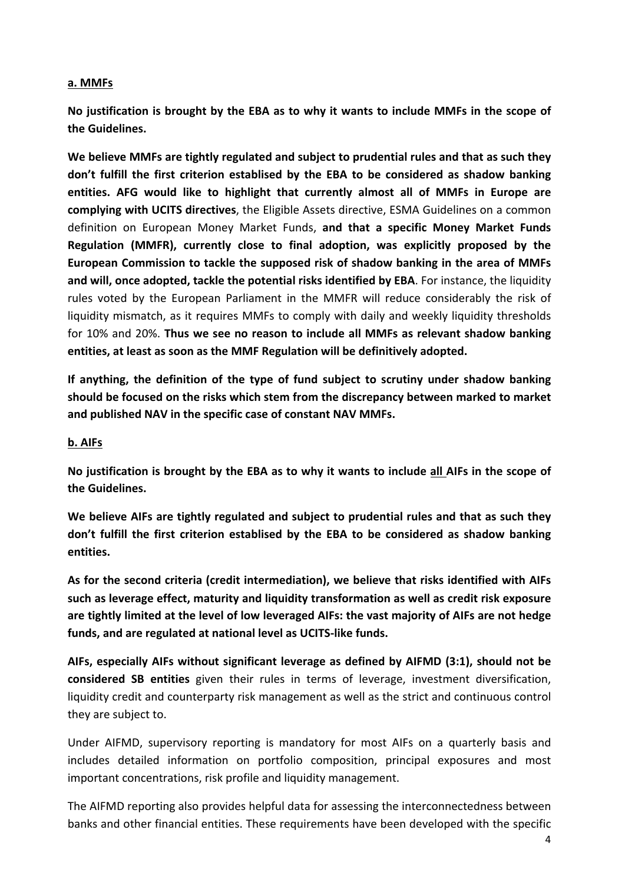**a. MMFs**

**No justification is brought by the EBA as to why it wants to include MMFs in the scope of the Guidelines.**

**We believe MMFs are tightly regulated and subject to prudential rules and that as such they don't fulfill the first criterion establised by the EBA to be considered as shadow banking entities. AFG would like to highlight that currently almost all of MMFs in Europe are complying with UCITS directives**, the Eligible Assets directive, ESMA Guidelines on a common definition on European Money Market Funds, **and that a specific Money Market Funds Regulation (MMFR), currently close to final adoption, was explicitly proposed by the European Commission to tackle the supposed risk of shadow banking in the area of MMFs and will, once adopted, tackle the potential risks identified by EBA**. For instance, the liquidity rules voted by the European Parliament in the MMFR will reduce considerably the risk of liquidity mismatch, as it requires MMFs to comply with daily and weekly liquidity thresholds for 10% and 20%. **Thus we see no reason to include all MMFs as relevant shadow banking entities, at least as soon as the MMF Regulation will be definitively adopted.**

**If anything, the definition of the type of fund subject to scrutiny under shadow banking should be focused on the risks which stem from the discrepancy between marked to market and published NAV in the specific case of constant NAV MMFs.**

**b. AIFs**

**No justification is brought by the EBA as to why it wants to include <u>all</u> AIFs in the scope of the Guidelines.**

**We believe AIFs are tightly regulated and subject to prudential rules and that as such they don't fulfill the first criterion establised by the EBA to be considered as shadow banking entities.**

**As for the second criteria (credit intermediation), we believe that risks identified with AIFs such as leverage effect, maturity and liquidity transformation as well as credit risk exposure are tightly limited at the level of low leveraged AIFs: the vast majority of AIFs are not hedge funds, and are regulated at national level as UCITS-like funds.**

**AIFs, especially AIFs without significant leverage as defined by AIFMD (3:1), should not be considered SB entities** given their rules in terms of leverage, investment diversification, liquidity credit and counterparty risk management as well as the strict and continuous control they are subject to.

Under AIFMD, supervisory reporting is mandatory for most AIFs on a quarterly basis and includes detailed information on portfolio composition, principal exposures and most important concentrations, risk profile and liquidity management.

The AIFMD reporting also provides helpful data for assessing the interconnectedness between banks and other financial entities. These requirements have been developed with the specific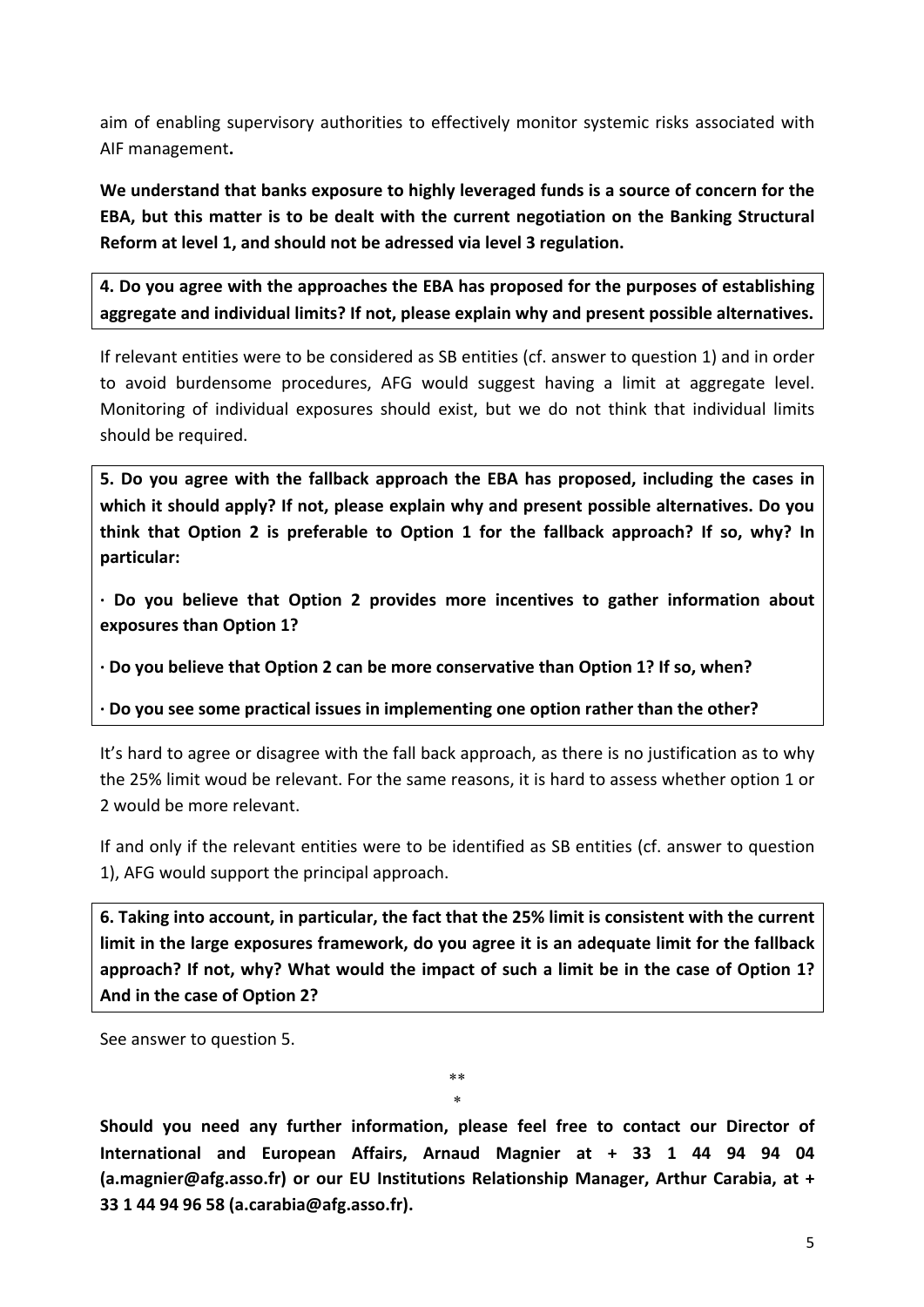aim of enabling supervisory authorities to effectively monitor systemic risks associated with AIF management**.**

**We understand that banks exposure to highly leveraged funds is a source of concern for the EBA, but this matter is to be dealt with the current negotiation on the Banking Structural Reform at level 1, and should not be adressed via level 3 regulation.**

**4. Do you agree with the approaches the EBA has proposed for the purposes of establishing aggregate and individual limits? If not, please explain why and present possible alternatives.**

If relevant entities were to be considered as SB entities (cf. answer to question 1) and in order to avoid burdensome procedures, AFG would suggest having a limit at aggregate level. Monitoring of individual exposures should exist, but we do not think that individual limits should be required.

**5. Do you agree with the fallback approach the EBA has proposed, including the cases in which it should apply? If not, please explain why and present possible alternatives. Do you think that Option 2 is preferable to Option 1 for the fallback approach? If so, why? In particular:**

**· Do you believe that Option 2 provides more incentives to gather information about exposures than Option 1?**

**· Do you believe that Option 2 can be more conservative than Option 1? If so, when?**

**· Do you see some practical issues in implementing one option rather than the other?**

It's hard to agree or disagree with the fall back approach, as there is no justification as to why the 25% limit woud be relevant. For the same reasons, it is hard to assess whether option 1 or 2 would be more relevant.

If and only if the relevant entities were to be identified as SB entities (cf. answer to question 1), AFG would support the principal approach.

**6. Taking into account, in particular, the fact that the 25% limit is consistent with the current limit in the large exposures framework, do you agree it is an adequate limit for the fallback approach? If not, why? What would the impact of such a limit be in the case of Option 1? And in the case of Option 2?**

See answer to question 5.

**
*

**Should you need any further information, please feel free to contact our Director of International and European Affairs, Arnaud Magnier at + 33 1 44 94 94 04 (a.magnier@afg.asso.fr) or our EU Institutions Relationship Manager, Arthur Carabia, at + 33 1 44 94 96 58 (a.carabia@afg.asso.fr).**